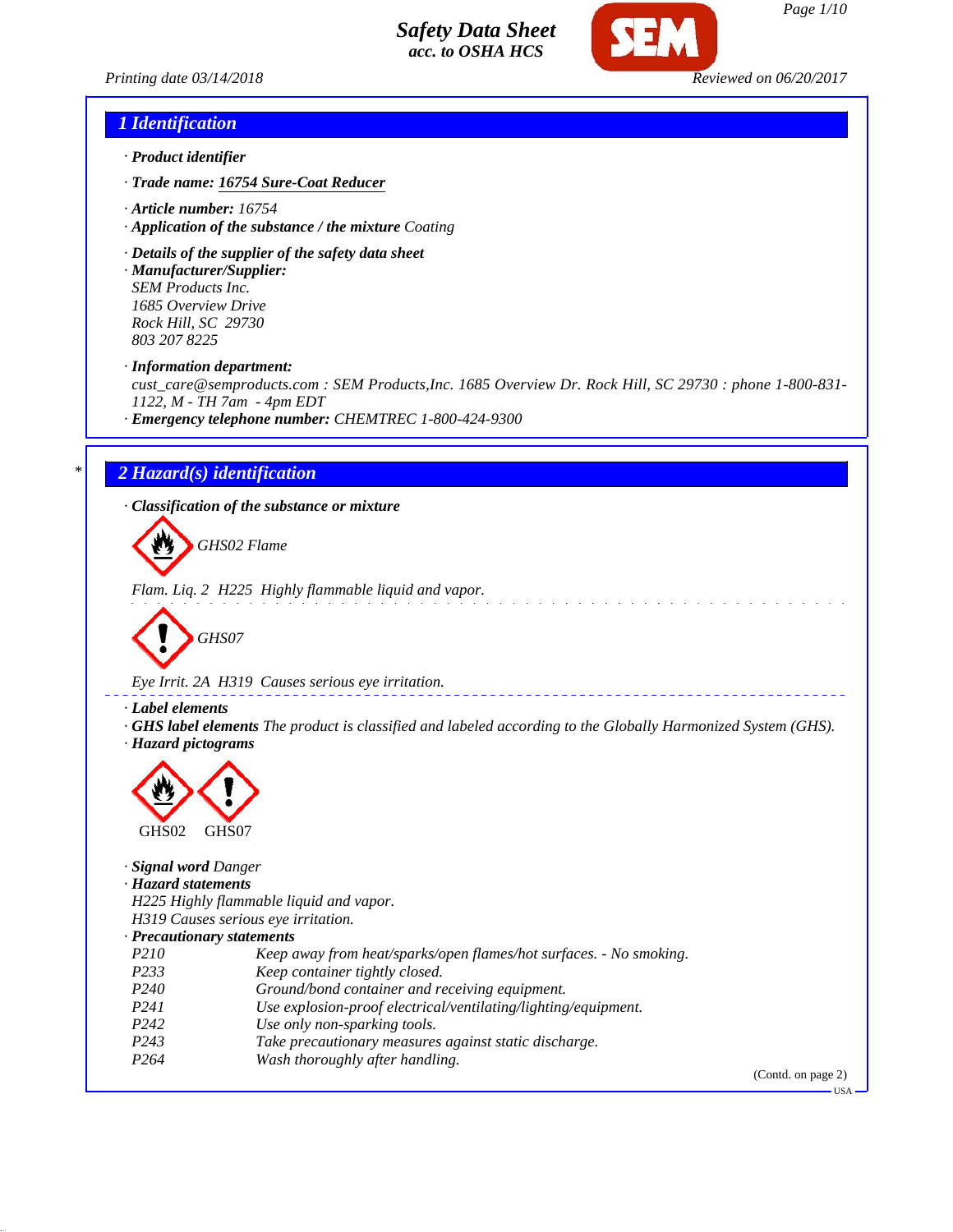# Safety Data Sheet
acc. to OSHA HCS

Printing date 03/14/2018 — Reviewed on 06/20/2017

## 1 Identification

· **Product identifier**

· **Trade name:** **16754 Sure-Coat Reducer**

· **Article number:** 16754

· **Application of the substance / the mixture** Coating

· **Details of the supplier of the safety data sheet**

· **Manufacturer/Supplier:**
SEM Products Inc.
1685 Overview Drive
Rock Hill, SC 29730
803 207 8225

· **Information department:**
cust_care@semproducts.com : SEM Products,Inc. 1685 Overview Dr. Rock Hill, SC 29730 : phone 1-800-831-1122, M - TH 7am - 4pm EDT

· **Emergency telephone number:** CHEMTREC 1-800-424-9300

## 2 Hazard(s) identification

· **Classification of the substance or mixture**

GHS02 Flame

Flam. Liq. 2 H225 Highly flammable liquid and vapor.

GHS07

Eye Irrit. 2A H319 Causes serious eye irritation.

· **Label elements**

· **GHS label elements** The product is classified and labeled according to the Globally Harmonized System (GHS).

· **Hazard pictograms**

GHS02 GHS07

· **Signal word** Danger

· **Hazard statements**
H225 Highly flammable liquid and vapor.
H319 Causes serious eye irritation.

· **Precautionary statements**

| | |
|---|---|
| P210 | Keep away from heat/sparks/open flames/hot surfaces. - No smoking. |
| P233 | Keep container tightly closed. |
| P240 | Ground/bond container and receiving equipment. |
| P241 | Use explosion-proof electrical/ventilating/lighting/equipment. |
| P242 | Use only non-sparking tools. |
| P243 | Take precautionary measures against static discharge. |
| P264 | Wash thoroughly after handling. |

(Contd. on page 2)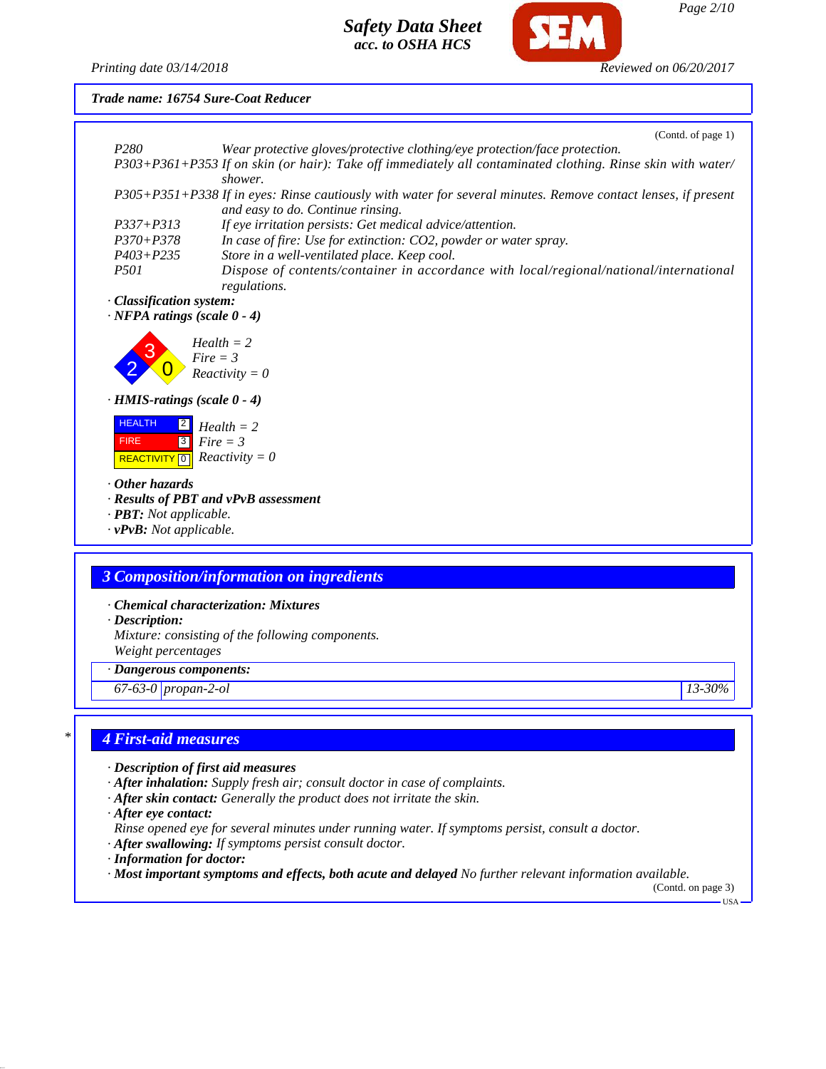Trade name: 16754 Sure-Coat Reducer

(Contd. of page 1)

P280 Wear protective gloves/protective clothing/eye protection/face protection.
P303+P361+P353 If on skin (or hair): Take off immediately all contaminated clothing. Rinse skin with water/shower.
P305+P351+P338 If in eyes: Rinse cautiously with water for several minutes. Remove contact lenses, if present and easy to do. Continue rinsing.
P337+P313 If eye irritation persists: Get medical advice/attention.
P370+P378 In case of fire: Use for extinction: CO2, powder or water spray.
P403+P235 Store in a well-ventilated place. Keep cool.
P501 Dispose of contents/container in accordance with local/regional/national/international regulations.

· **Classification system:**
· **NFPA ratings (scale 0 - 4)**

Health = 2
Fire = 3
Reactivity = 0

· **HMIS-ratings (scale 0 - 4)**

| | | |
|---|---|---|
| HEALTH | 2 | Health = 2 |
| FIRE | 3 | Fire = 3 |
| REACTIVITY | 0 | Reactivity = 0 |

· **Other hazards**
· **Results of PBT and vPvB assessment**
· **PBT:** Not applicable.
· **vPvB:** Not applicable.

## 3 Composition/information on ingredients

· **Chemical characterization: Mixtures**
· **Description:**
Mixture: consisting of the following components.
Weight percentages

| · Dangerous components: | | |
|---|---|---|
| 67-63-0 | propan-2-ol | 13-30% |

## 4 First-aid measures

· **Description of first aid measures**
· **After inhalation:** Supply fresh air; consult doctor in case of complaints.
· **After skin contact:** Generally the product does not irritate the skin.
· **After eye contact:**
Rinse opened eye for several minutes under running water. If symptoms persist, consult a doctor.
· **After swallowing:** If symptoms persist consult doctor.
· **Information for doctor:**
· **Most important symptoms and effects, both acute and delayed** No further relevant information available.

(Contd. on page 3)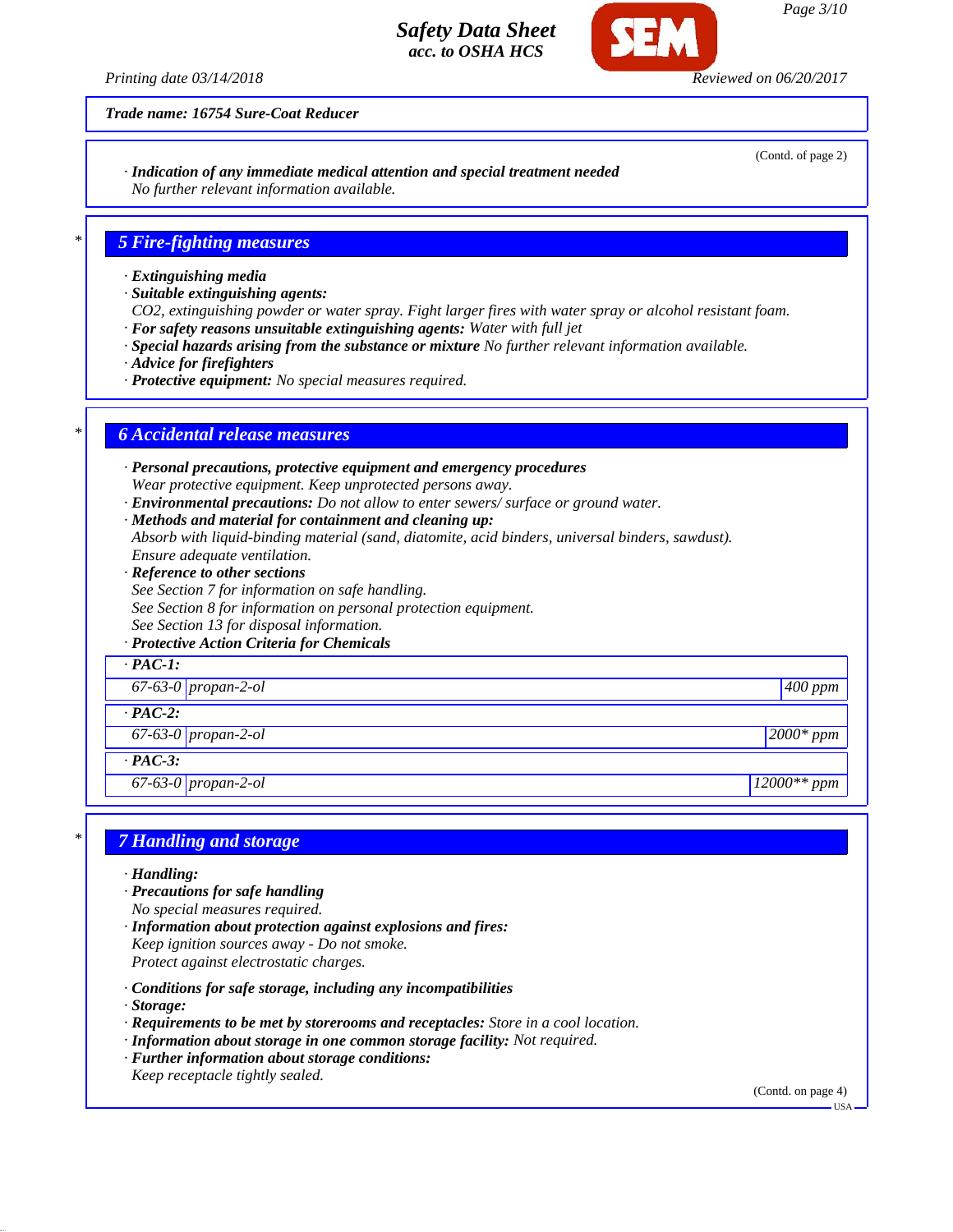Trade name: 16754 Sure-Coat Reducer

(Contd. of page 2)

· **Indication of any immediate medical attention and special treatment needed**
No further relevant information available.

## 5 Fire-fighting measures

· **Extinguishing media**
· **Suitable extinguishing agents:**
CO2, extinguishing powder or water spray. Fight larger fires with water spray or alcohol resistant foam.
· **For safety reasons unsuitable extinguishing agents:** Water with full jet
· **Special hazards arising from the substance or mixture** No further relevant information available.
· **Advice for firefighters**
· **Protective equipment:** No special measures required.

## 6 Accidental release measures

· **Personal precautions, protective equipment and emergency procedures**
Wear protective equipment. Keep unprotected persons away.
· **Environmental precautions:** Do not allow to enter sewers/ surface or ground water.
· **Methods and material for containment and cleaning up:**
Absorb with liquid-binding material (sand, diatomite, acid binders, universal binders, sawdust).
Ensure adequate ventilation.
· **Reference to other sections**
See Section 7 for information on safe handling.
See Section 8 for information on personal protection equipment.
See Section 13 for disposal information.
· **Protective Action Criteria for Chemicals**

| · **PAC-1:** | | |
|---|---|---|
| 67-63-0 | propan-2-ol | 400 ppm |
| · **PAC-2:** | | |
| 67-63-0 | propan-2-ol | 2000* ppm |
| · **PAC-3:** | | |
| 67-63-0 | propan-2-ol | 12000** ppm |

## 7 Handling and storage

· **Handling:**
· **Precautions for safe handling**
No special measures required.
· **Information about protection against explosions and fires:**
Keep ignition sources away - Do not smoke.
Protect against electrostatic charges.

· **Conditions for safe storage, including any incompatibilities**
· **Storage:**
· **Requirements to be met by storerooms and receptacles:** Store in a cool location.
· **Information about storage in one common storage facility:** Not required.
· **Further information about storage conditions:**
Keep receptacle tightly sealed.

(Contd. on page 4)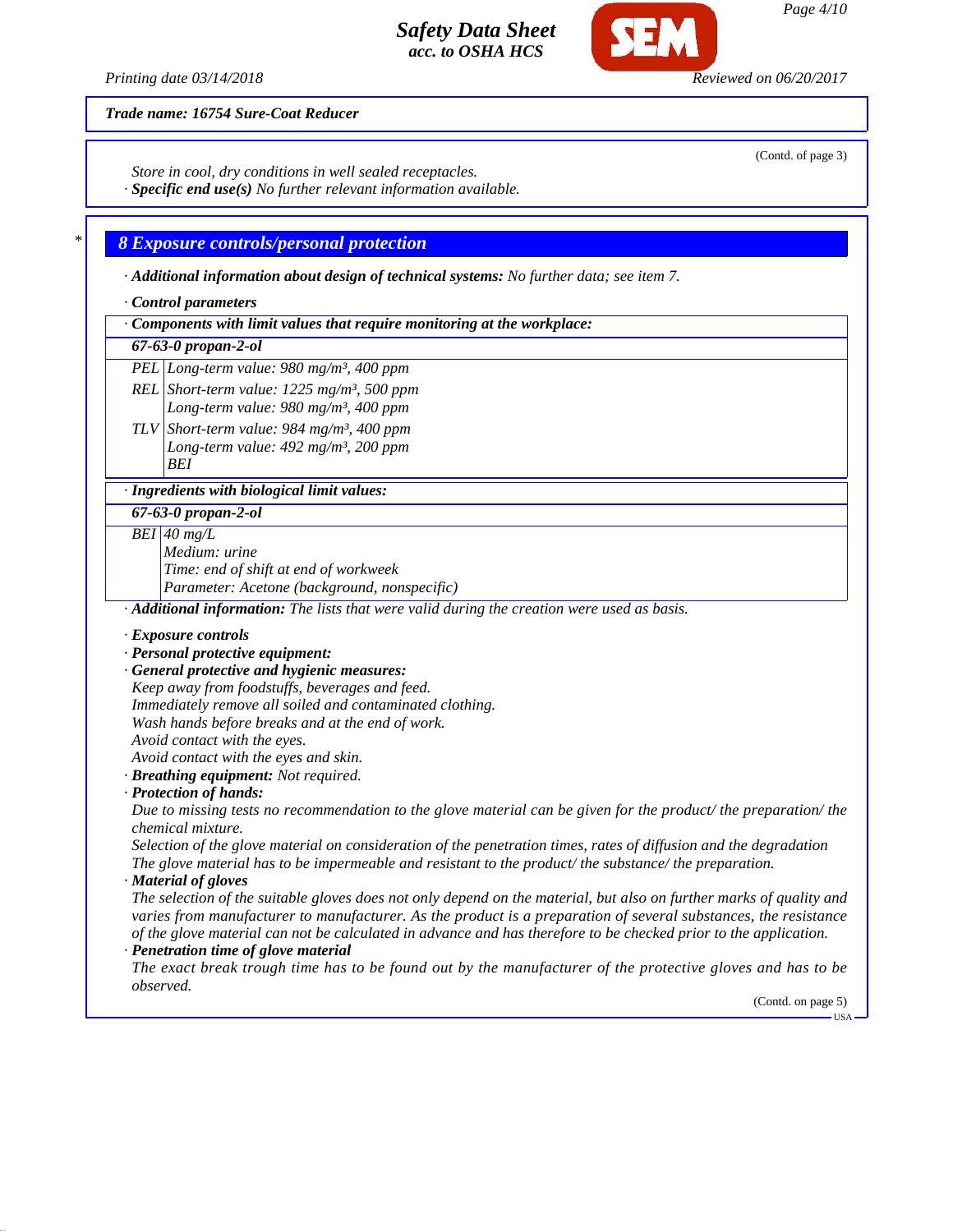**Trade name: 16754 Sure-Coat Reducer**

(Contd. of page 3)

Store in cool, dry conditions in well sealed receptacles.

· **Specific end use(s)** No further relevant information available.

## 8 Exposure controls/personal protection

· **Additional information about design of technical systems:** No further data; see item 7.

· **Control parameters**

| · Components with limit values that require monitoring at the workplace: | |
|---|---|
| **67-63-0 propan-2-ol** | |
| PEL | Long-term value: 980 mg/m³, 400 ppm |
| REL | Short-term value: 1225 mg/m³, 500 ppm<br>Long-term value: 980 mg/m³, 400 ppm |
| TLV | Short-term value: 984 mg/m³, 400 ppm<br>Long-term value: 492 mg/m³, 200 ppm<br>BEI |

| · Ingredients with biological limit values: | |
|---|---|
| **67-63-0 propan-2-ol** | |
| BEI | 40 mg/L<br>Medium: urine<br>Time: end of shift at end of workweek<br>Parameter: Acetone (background, nonspecific) |

· **Additional information:** The lists that were valid during the creation were used as basis.

· **Exposure controls**

· **Personal protective equipment:**

· **General protective and hygienic measures:**

Keep away from foodstuffs, beverages and feed.
Immediately remove all soiled and contaminated clothing.
Wash hands before breaks and at the end of work.
Avoid contact with the eyes.
Avoid contact with the eyes and skin.

· **Breathing equipment:** Not required.

· **Protection of hands:**

Due to missing tests no recommendation to the glove material can be given for the product/ the preparation/ the chemical mixture.
Selection of the glove material on consideration of the penetration times, rates of diffusion and the degradation
The glove material has to be impermeable and resistant to the product/ the substance/ the preparation.

· **Material of gloves**

The selection of the suitable gloves does not only depend on the material, but also on further marks of quality and varies from manufacturer to manufacturer. As the product is a preparation of several substances, the resistance of the glove material can not be calculated in advance and has therefore to be checked prior to the application.

· **Penetration time of glove material**

The exact break trough time has to be found out by the manufacturer of the protective gloves and has to be observed.

(Contd. on page 5)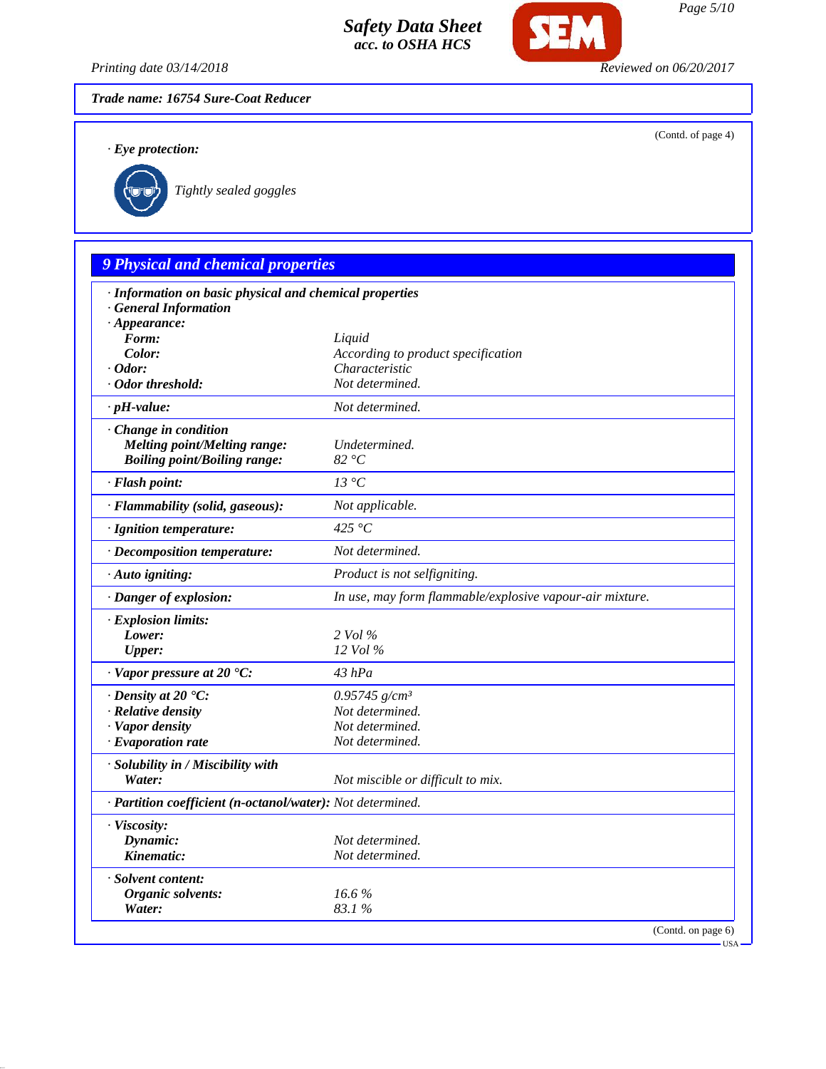**Trade name: 16754 Sure-Coat Reducer**

(Contd. of page 4)

· **Eye protection:**

Tightly sealed goggles

## 9 Physical and chemical properties

· **Information on basic physical and chemical properties**

· **General Information**

| Property | Value |
|---|---|
| · **Appearance:** | |
| **Form:** | Liquid |
| **Color:** | According to product specification |
| · **Odor:** | Characteristic |
| · **Odor threshold:** | Not determined. |
| · **pH-value:** | Not determined. |
| · **Change in condition** | |
| **Melting point/Melting range:** | Undetermined. |
| **Boiling point/Boiling range:** | 82 °C |
| · **Flash point:** | 13 °C |
| · **Flammability (solid, gaseous):** | Not applicable. |
| · **Ignition temperature:** | 425 °C |
| · **Decomposition temperature:** | Not determined. |
| · **Auto igniting:** | Product is not selfigniting. |
| · **Danger of explosion:** | In use, may form flammable/explosive vapour-air mixture. |
| · **Explosion limits:** | |
| **Lower:** | 2 Vol % |
| **Upper:** | 12 Vol % |
| · **Vapor pressure at 20 °C:** | 43 hPa |
| · **Density at 20 °C:** | 0.95745 g/cm³ |
| · **Relative density** | Not determined. |
| · **Vapor density** | Not determined. |
| · **Evaporation rate** | Not determined. |
| · **Solubility in / Miscibility with** | |
| **Water:** | Not miscible or difficult to mix. |
| · **Partition coefficient (n-octanol/water):** | Not determined. |
| · **Viscosity:** | |
| **Dynamic:** | Not determined. |
| **Kinematic:** | Not determined. |
| · **Solvent content:** | |
| **Organic solvents:** | 16.6 % |
| **Water:** | 83.1 % |

(Contd. on page 6)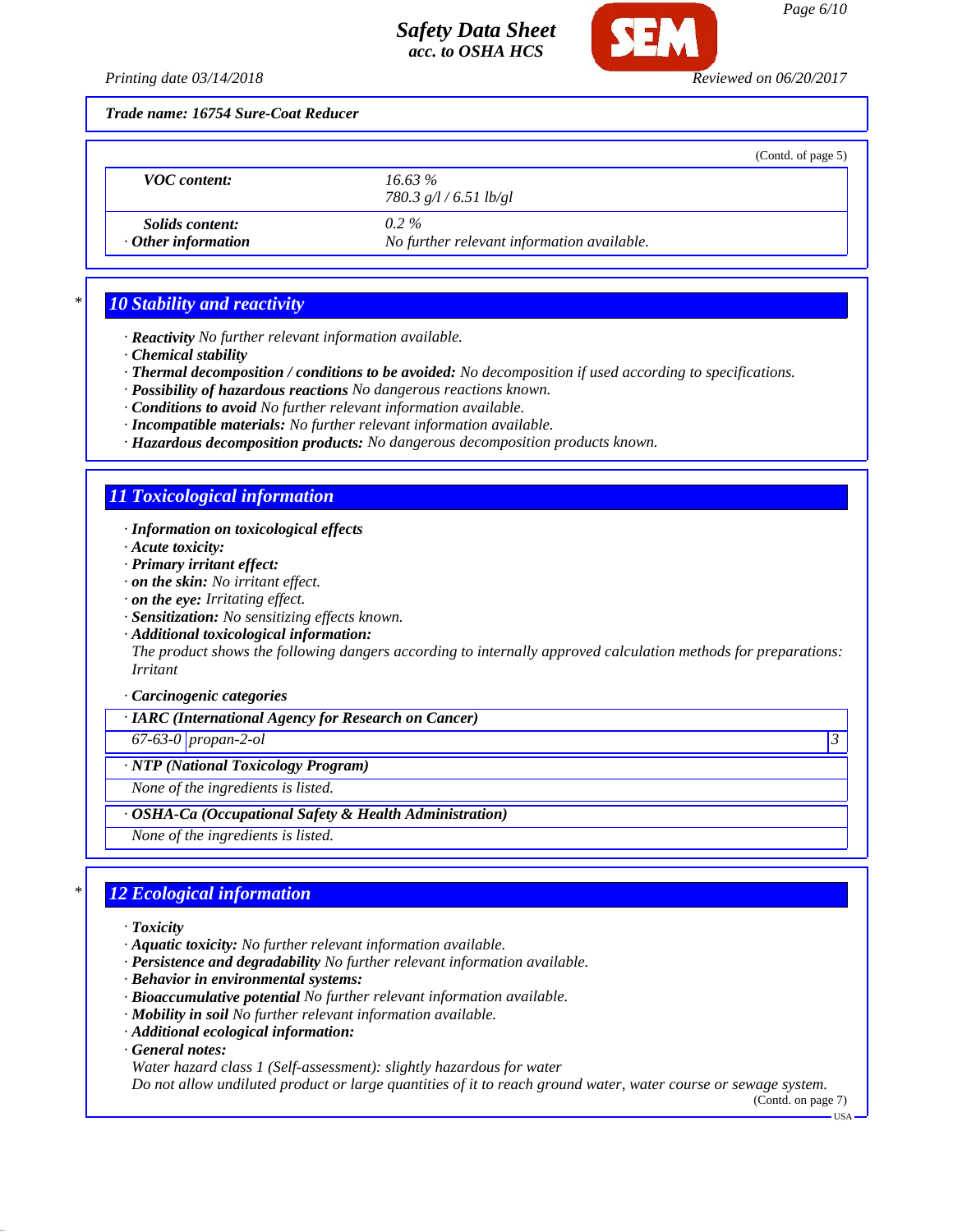Trade name: 16754 Sure-Coat Reducer

(Contd. of page 5)

| | |
|---|---|
| **VOC content:** | 16.63 %<br>780.3 g/l / 6.51 lb/gl |
| **Solids content:** | 0.2 % |
| **· Other information** | No further relevant information available. |

## 10 Stability and reactivity

- · **Reactivity** No further relevant information available.
- · **Chemical stability**
- · **Thermal decomposition / conditions to be avoided:** No decomposition if used according to specifications.
- · **Possibility of hazardous reactions** No dangerous reactions known.
- · **Conditions to avoid** No further relevant information available.
- · **Incompatible materials:** No further relevant information available.
- · **Hazardous decomposition products:** No dangerous decomposition products known.

## 11 Toxicological information

- · **Information on toxicological effects**
- · **Acute toxicity:**
- · **Primary irritant effect:**
- · **on the skin:** No irritant effect.
- · **on the eye:** Irritating effect.
- · **Sensitization:** No sensitizing effects known.
- · **Additional toxicological information:**
  The product shows the following dangers according to internally approved calculation methods for preparations:
  Irritant

· **Carcinogenic categories**

| · IARC (International Agency for Research on Cancer) | | |
|---|---|---|
| 67-63-0 | propan-2-ol | 3 |

| · NTP (National Toxicology Program) |
|---|
| None of the ingredients is listed. |

| · OSHA-Ca (Occupational Safety & Health Administration) |
|---|
| None of the ingredients is listed. |

## 12 Ecological information

- · **Toxicity**
- · **Aquatic toxicity:** No further relevant information available.
- · **Persistence and degradability** No further relevant information available.
- · **Behavior in environmental systems:**
- · **Bioaccumulative potential** No further relevant information available.
- · **Mobility in soil** No further relevant information available.
- · **Additional ecological information:**
- · **General notes:**
  Water hazard class 1 (Self-assessment): slightly hazardous for water
  Do not allow undiluted product or large quantities of it to reach ground water, water course or sewage system.

(Contd. on page 7)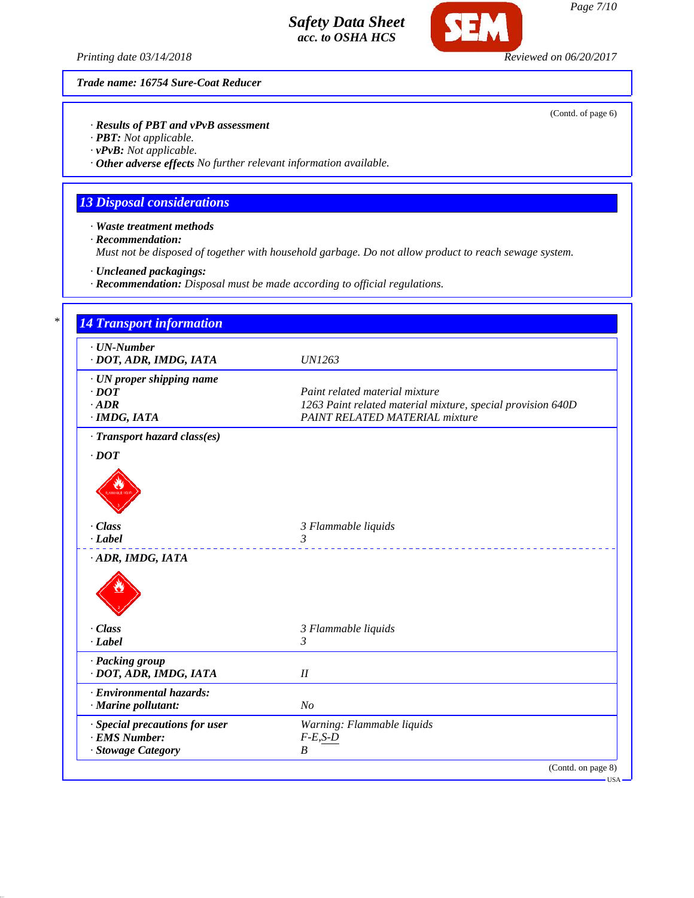Trade name: 16754 Sure-Coat Reducer

(Contd. of page 6)

· **Results of PBT and vPvB assessment**
· **PBT:** Not applicable.
· **vPvB:** Not applicable.
· **Other adverse effects** No further relevant information available.

## 13 Disposal considerations

· **Waste treatment methods**
· **Recommendation:**
Must not be disposed of together with household garbage. Do not allow product to reach sewage system.

· **Uncleaned packagings:**
· **Recommendation:** Disposal must be made according to official regulations.

## 14 Transport information

| | |
|---|---|
| · **UN-Number** | |
| · **DOT, ADR, IMDG, IATA** | UN1263 |
| · **UN proper shipping name** | |
| · **DOT** | Paint related material mixture |
| · **ADR** | 1263 Paint related material mixture, special provision 640D |
| · **IMDG, IATA** | PAINT RELATED MATERIAL mixture |
| · **Transport hazard class(es)** | |
| · **DOT** | |
| · **Class** | 3 Flammable liquids |
| · **Label** | 3 |
| · **ADR, IMDG, IATA** | |
| · **Class** | 3 Flammable liquids |
| · **Label** | 3 |
| · **Packing group** | |
| · **DOT, ADR, IMDG, IATA** | II |
| · **Environmental hazards:** | |
| · **Marine pollutant:** | No |
| · **Special precautions for user** | Warning: Flammable liquids |
| · **EMS Number:** | F-E,S-D |
| · **Stowage Category** | B |

(Contd. on page 8)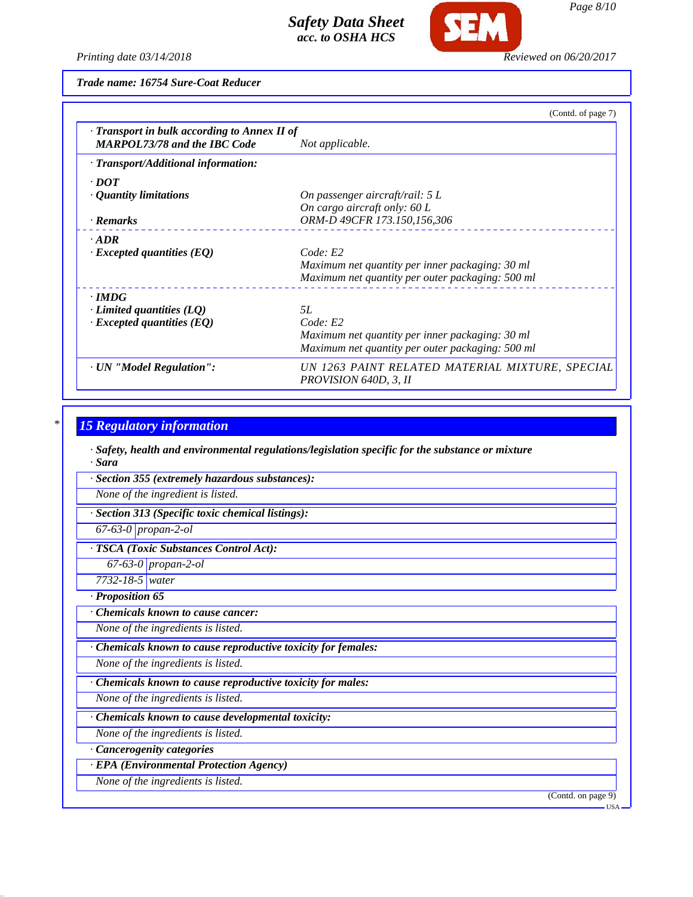**Trade name: 16754 Sure-Coat Reducer**

(Contd. of page 7)

| | |
|---|---|
| **· Transport in bulk according to Annex II of MARPOL73/78 and the IBC Code** | *Not applicable.* |

**· Transport/Additional information:**

| | |
|---|---|
| **· DOT** | |
| **· Quantity limitations** | *On passenger aircraft/rail: 5 L*<br>*On cargo aircraft only: 60 L* |
| **· Remarks** | *ORM-D 49CFR 173.150,156,306* |
| **· ADR** | |
| **· Excepted quantities (EQ)** | *Code: E2*<br>*Maximum net quantity per inner packaging: 30 ml*<br>*Maximum net quantity per outer packaging: 500 ml* |
| **· IMDG** | |
| **· Limited quantities (LQ)** | *5L* |
| **· Excepted quantities (EQ)** | *Code: E2*<br>*Maximum net quantity per inner packaging: 30 ml*<br>*Maximum net quantity per outer packaging: 500 ml* |
| **· UN "Model Regulation":** | *UN 1263 PAINT RELATED MATERIAL MIXTURE, SPECIAL PROVISION 640D, 3, II* |

*

## 15 Regulatory information

**· Safety, health and environmental regulations/legislation specific for the substance or mixture**

**· Sara**

**· Section 355 (extremely hazardous substances):**

*None of the ingredient is listed.*

**· Section 313 (Specific toxic chemical listings):**

| | |
|---|---|
| 67-63-0 | propan-2-ol |

**· TSCA (Toxic Substances Control Act):**

| | |
|---|---|
| 67-63-0 | propan-2-ol |
| 7732-18-5 | water |

**· Proposition 65**

**· Chemicals known to cause cancer:**

*None of the ingredients is listed.*

**· Chemicals known to cause reproductive toxicity for females:**

*None of the ingredients is listed.*

**· Chemicals known to cause reproductive toxicity for males:**

*None of the ingredients is listed.*

**· Chemicals known to cause developmental toxicity:**

*None of the ingredients is listed.*

**· Cancerogenity categories**

**· EPA (Environmental Protection Agency)**

*None of the ingredients is listed.*

(Contd. on page 9)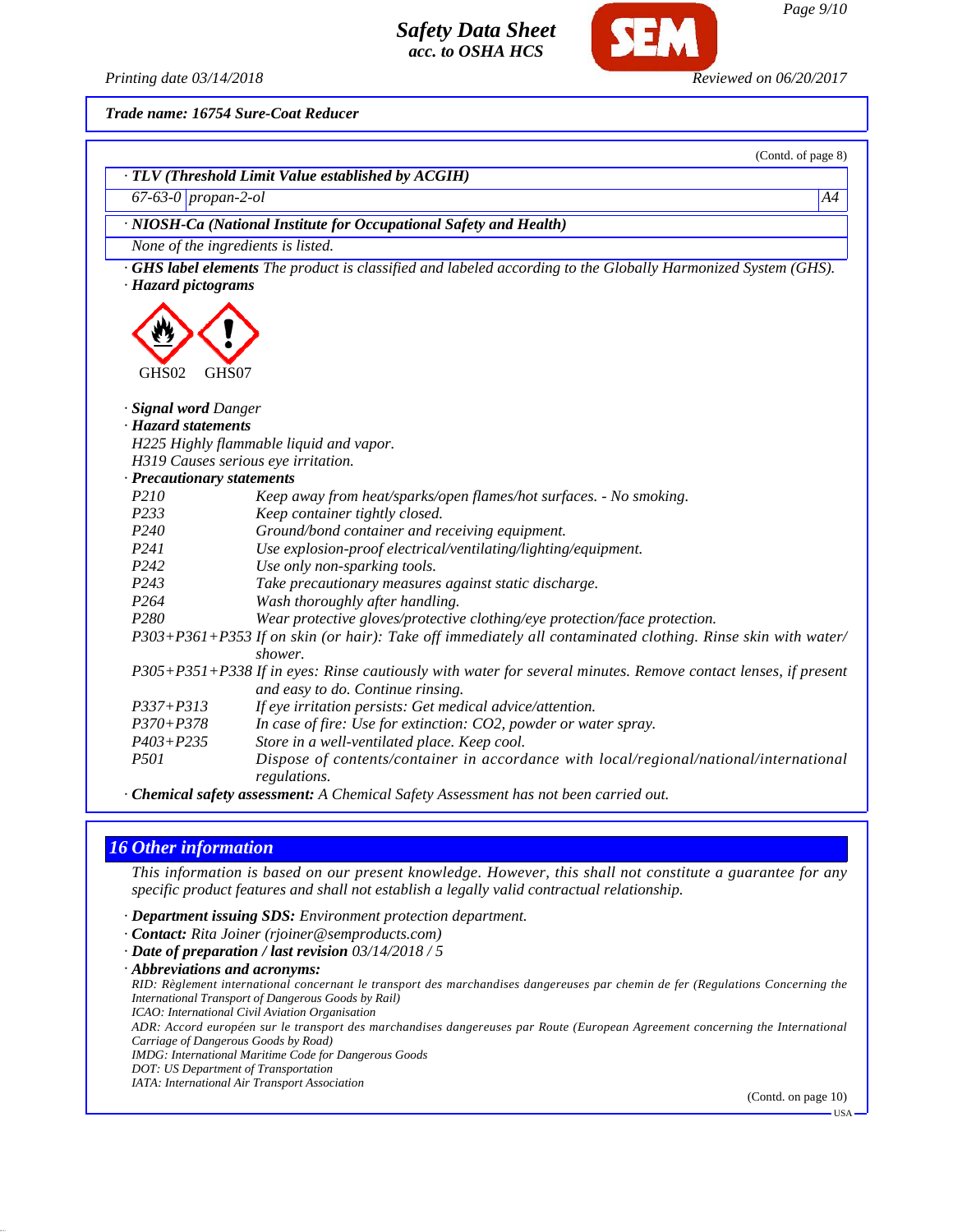Trade name: 16754 Sure-Coat Reducer

(Contd. of page 8)

· **TLV (Threshold Limit Value established by ACGIH)**

| 67-63-0 | propan-2-ol | A4 |
|---|---|---|

· **NIOSH-Ca (National Institute for Occupational Safety and Health)**

None of the ingredients is listed.

· **GHS label elements** The product is classified and labeled according to the Globally Harmonized System (GHS).

· **Hazard pictograms**

GHS02 GHS07

· **Signal word** Danger

· **Hazard statements**

H225 Highly flammable liquid and vapor.
H319 Causes serious eye irritation.

· **Precautionary statements**

| | |
|---|---|
| P210 | Keep away from heat/sparks/open flames/hot surfaces. - No smoking. |
| P233 | Keep container tightly closed. |
| P240 | Ground/bond container and receiving equipment. |
| P241 | Use explosion-proof electrical/ventilating/lighting/equipment. |
| P242 | Use only non-sparking tools. |
| P243 | Take precautionary measures against static discharge. |
| P264 | Wash thoroughly after handling. |
| P280 | Wear protective gloves/protective clothing/eye protection/face protection. |
| P303+P361+P353 | If on skin (or hair): Take off immediately all contaminated clothing. Rinse skin with water/shower. |
| P305+P351+P338 | If in eyes: Rinse cautiously with water for several minutes. Remove contact lenses, if present and easy to do. Continue rinsing. |
| P337+P313 | If eye irritation persists: Get medical advice/attention. |
| P370+P378 | In case of fire: Use for extinction: CO2, powder or water spray. |
| P403+P235 | Store in a well-ventilated place. Keep cool. |
| P501 | Dispose of contents/container in accordance with local/regional/national/international regulations. |

· **Chemical safety assessment:** A Chemical Safety Assessment has not been carried out.

## 16 Other information

This information is based on our present knowledge. However, this shall not constitute a guarantee for any specific product features and shall not establish a legally valid contractual relationship.

· **Department issuing SDS:** Environment protection department.

· **Contact:** Rita Joiner (rjoiner@semproducts.com)

· **Date of preparation / last revision** 03/14/2018 / 5

· **Abbreviations and acronyms:**

RID: Règlement international concernant le transport des marchandises dangereuses par chemin de fer (Regulations Concerning the International Transport of Dangerous Goods by Rail)
ICAO: International Civil Aviation Organisation
ADR: Accord européen sur le transport des marchandises dangereuses par Route (European Agreement concerning the International Carriage of Dangerous Goods by Road)
IMDG: International Maritime Code for Dangerous Goods
DOT: US Department of Transportation
IATA: International Air Transport Association

(Contd. on page 10)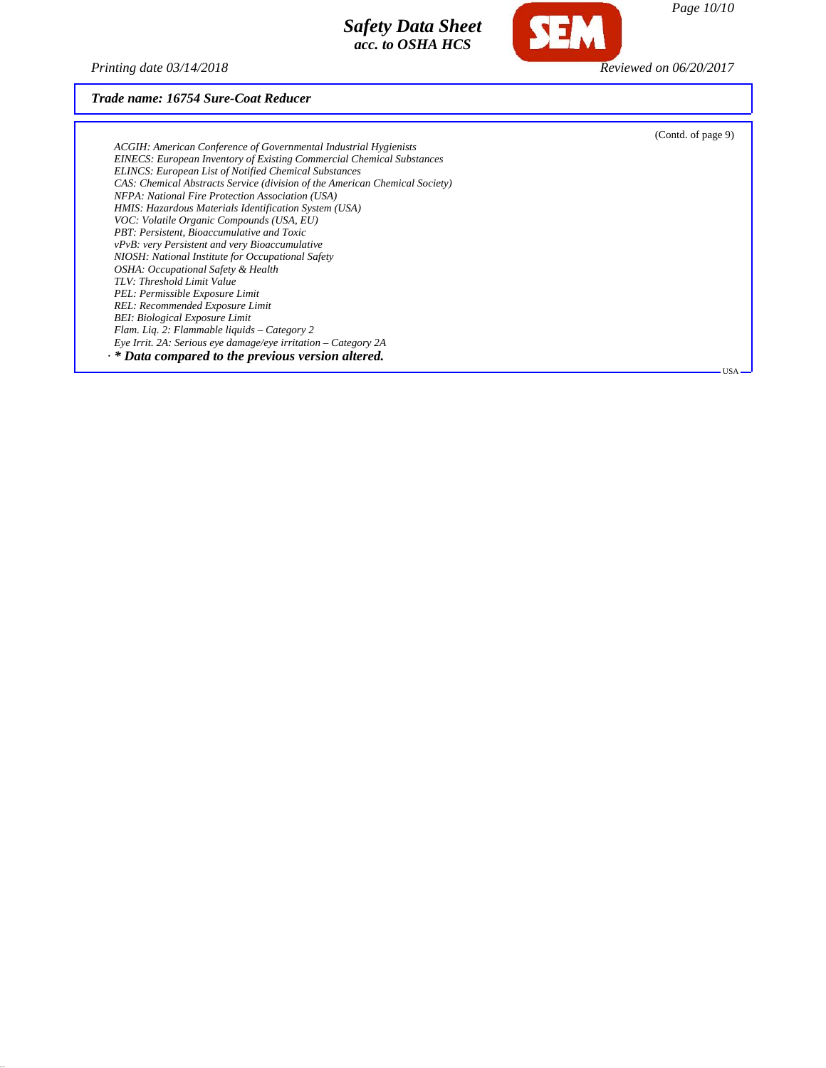**Trade name: 16754 Sure-Coat Reducer**

(Contd. of page 9)

*ACGIH: American Conference of Governmental Industrial Hygienists*
*EINECS: European Inventory of Existing Commercial Chemical Substances*
*ELINCS: European List of Notified Chemical Substances*
*CAS: Chemical Abstracts Service (division of the American Chemical Society)*
*NFPA: National Fire Protection Association (USA)*
*HMIS: Hazardous Materials Identification System (USA)*
*VOC: Volatile Organic Compounds (USA, EU)*
*PBT: Persistent, Bioaccumulative and Toxic*
*vPvB: very Persistent and very Bioaccumulative*
*NIOSH: National Institute for Occupational Safety*
*OSHA: Occupational Safety & Health*
*TLV: Threshold Limit Value*
*PEL: Permissible Exposure Limit*
*REL: Recommended Exposure Limit*
*BEI: Biological Exposure Limit*
*Flam. Liq. 2: Flammable liquids – Category 2*
*Eye Irrit. 2A: Serious eye damage/eye irritation – Category 2A*

· ***** Data compared to the previous version altered.**

USA